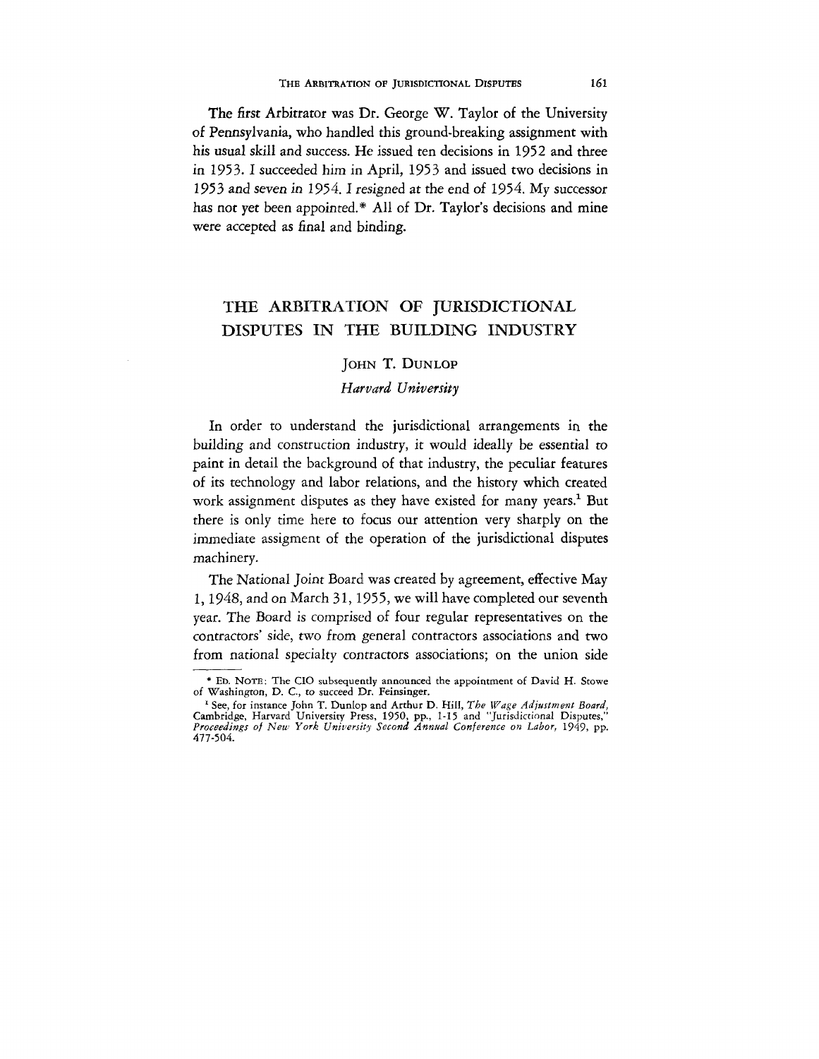The first Arbitrator was Dr. George W. Taylor of the University of Pennsylvania, who handled this ground-breaking assignment with his usual skill and success. He issued ten decisions in 1952 and three in 1953. I succeeded him in April, 1953 and issued two decisions in 1953 and seven in 1954. I resigned at the end of 1954. My successor has not yet been appointed.* All of Dr. Taylor's decisions and mine were accepted as final and binding.

# THE ARBITRATION OF JURISDICTIONAL DISPUTES IN THE BUILDING INDUSTRY

JOHN T. DUNLOP

*Harvard University*

In order to understand the jurisdictional arrangements in the building and construction industry, it would ideally be essential to paint in detail the background of that industry, the peculiar features of its technology and labor relations, and the history which created work assignment disputes as they have existed for many years.[1] But there is only time here to focus our attention very sharply on the immediate assigment of the operation of the jurisdictional disputes machinery.

The National Joint Board was created by agreement, effective May 1, 1948, and on March 31, 1955, we will have completed our seventh year. The Board is comprised of four regular representatives on the contractors' side, two from general contractors associations and two from national specialty contractors associations; on the union side

---

* ED. NOTE: The CIO subsequently announced the appointment of David H. Stowe of Washington, D. C., to succeed Dr. Feinsinger.

[1] See, for instance John T. Dunlop and Arthur D. Hill, *The Wage Adjustment Board*, Cambridge, Harvard University Press, 1950, pp., 1-15 and "Jurisdictional Disputes," *Proceedings of New York University Second Annual Conference on Labor*, 1949, pp. 477-504.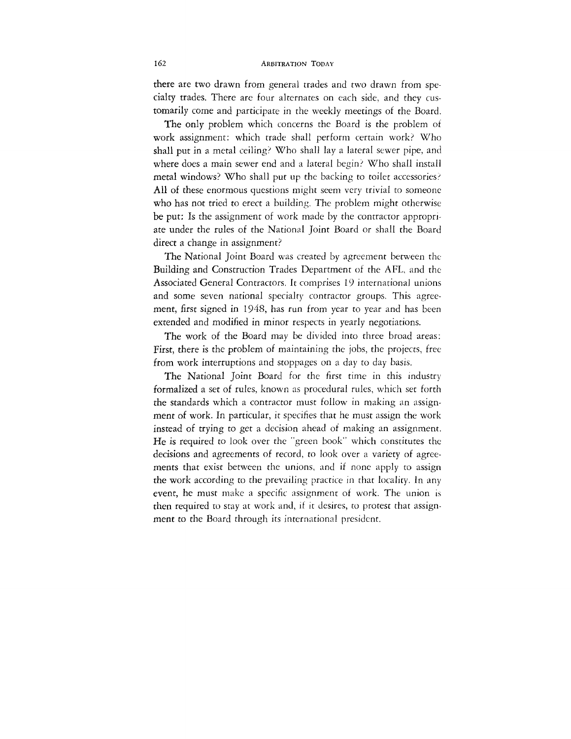there are two drawn from general trades and two drawn from specialty trades. There are four alternates on each side, and they customarily come and participate in the weekly meetings of the Board.

The only problem which concerns the Board is the problem of work assignment: which trade shall perform certain work? Who shall put in a metal ceiling? Who shall lay a lateral sewer pipe, and where does a main sewer end and a lateral begin? Who shall install metal windows? Who shall put up the backing to toilet accessories? All of these enormous questions might seem very trivial to someone who has not tried to erect a building. The problem might otherwise be put: Is the assignment of work made by the contractor appropriate under the rules of the National Joint Board or shall the Board direct a change in assignment?

The National Joint Board was created by agreement between the Building and Construction Trades Department of the AFL, and the Associated General Contractors. It comprises 19 international unions and some seven national specialty contractor groups. This agreement, first signed in 1948, has run from year to year and has been extended and modified in minor respects in yearly negotiations.

The work of the Board may be divided into three broad areas: First, there is the problem of maintaining the jobs, the projects, free from work interruptions and stoppages on a day to day basis.

The National Joint Board for the first time in this industry formalized a set of rules, known as procedural rules, which set forth the standards which a contractor must follow in making an assignment of work. In particular, it specifies that he must assign the work instead of trying to get a decision ahead of making an assignment. He is required to look over the "green book" which constitutes the decisions and agreements of record, to look over a variety of agreements that exist between the unions, and if none apply to assign the work according to the prevailing practice in that locality. In any event, he must make a specific assignment of work. The union is then required to stay at work and, if it desires, to protest that assignment to the Board through its international president.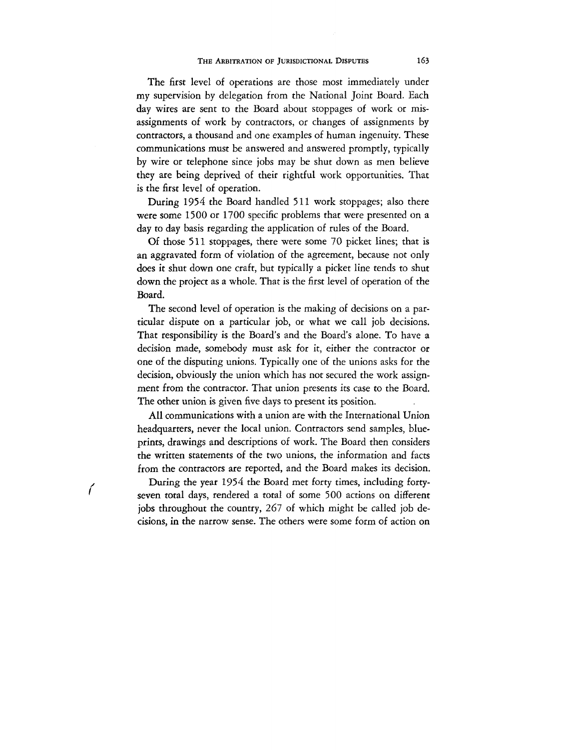The first level of operations are those most immediately under my supervision by delegation from the National Joint Board. Each day wires are sent to the Board about stoppages of work or misassignments of work by contractors, or changes of assignments by contractors, a thousand and one examples of human ingenuity. These communications must be answered and answered promptly, typically by wire or telephone since jobs may be shut down as men believe they are being deprived of their rightful work opportunities. That is the first level of operation.

During 1954 the Board handled 511 work stoppages; also there were some 1500 or 1700 specific problems that were presented on a day to day basis regarding the application of rules of the Board.

Of those 511 stoppages, there were some 70 picket lines; that is an aggravated form of violation of the agreement, because not only does it shut down one craft, but typically a picket line tends to shut down the project as a whole. That is the first level of operation of the Board.

The second level of operation is the making of decisions on a particular dispute on a particular job, or what we call job decisions. That responsibility is the Board's and the Board's alone. To have a decision made, somebody must ask for it, either the contractor or one of the disputing unions. Typically one of the unions asks for the decision, obviously the union which has not secured the work assignment from the contractor. That union presents its case to the Board. The other union is given five days to present its position.

All communications with a union are with the International Union headquarters, never the local union. Contractors send samples, blueprints, drawings and descriptions of work. The Board then considers the written statements of the two unions, the information and facts from the contractors are reported, and the Board makes its decision.

During the year 1954 the Board met forty times, including forty-seven total days, rendered a total of some 500 actions on different jobs throughout the country, 267 of which might be called job decisions, in the narrow sense. The others were some form of action on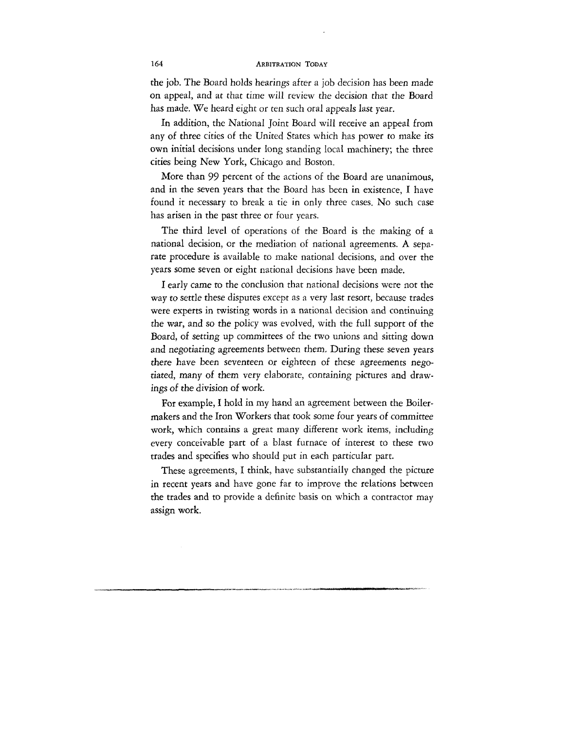the job. The Board holds hearings after a job decision has been made on appeal, and at that time will review the decision that the Board has made. We heard eight or ten such oral appeals last year.

In addition, the National Joint Board will receive an appeal from any of three cities of the United States which has power to make its own initial decisions under long standing local machinery; the three cities being New York, Chicago and Boston.

More than 99 percent of the actions of the Board are unanimous, and in the seven years that the Board has been in existence, I have found it necessary to break a tie in only three cases. No such case has arisen in the past three or four years.

The third level of operations of the Board is the making of a national decision, or the mediation of national agreements. A separate procedure is available to make national decisions, and over the years some seven or eight national decisions have been made.

I early came to the conclusion that national decisions were not the way to settle these disputes except as a very last resort, because trades were experts in twisting words in a national decision and continuing the war, and so the policy was evolved, with the full support of the Board, of setting up committees of the two unions and sitting down and negotiating agreements between them. During these seven years there have been seventeen or eighteen of these agreements negotiated, many of them very elaborate, containing pictures and drawings of the division of work.

For example, I hold in my hand an agreement between the Boilermakers and the Iron Workers that took some four years of committee work, which contains a great many different work items, including every conceivable part of a blast furnace of interest to these two trades and specifies who should put in each particular part.

These agreements, I think, have substantially changed the picture in recent years and have gone far to improve the relations between the trades and to provide a definite basis on which a contractor may assign work.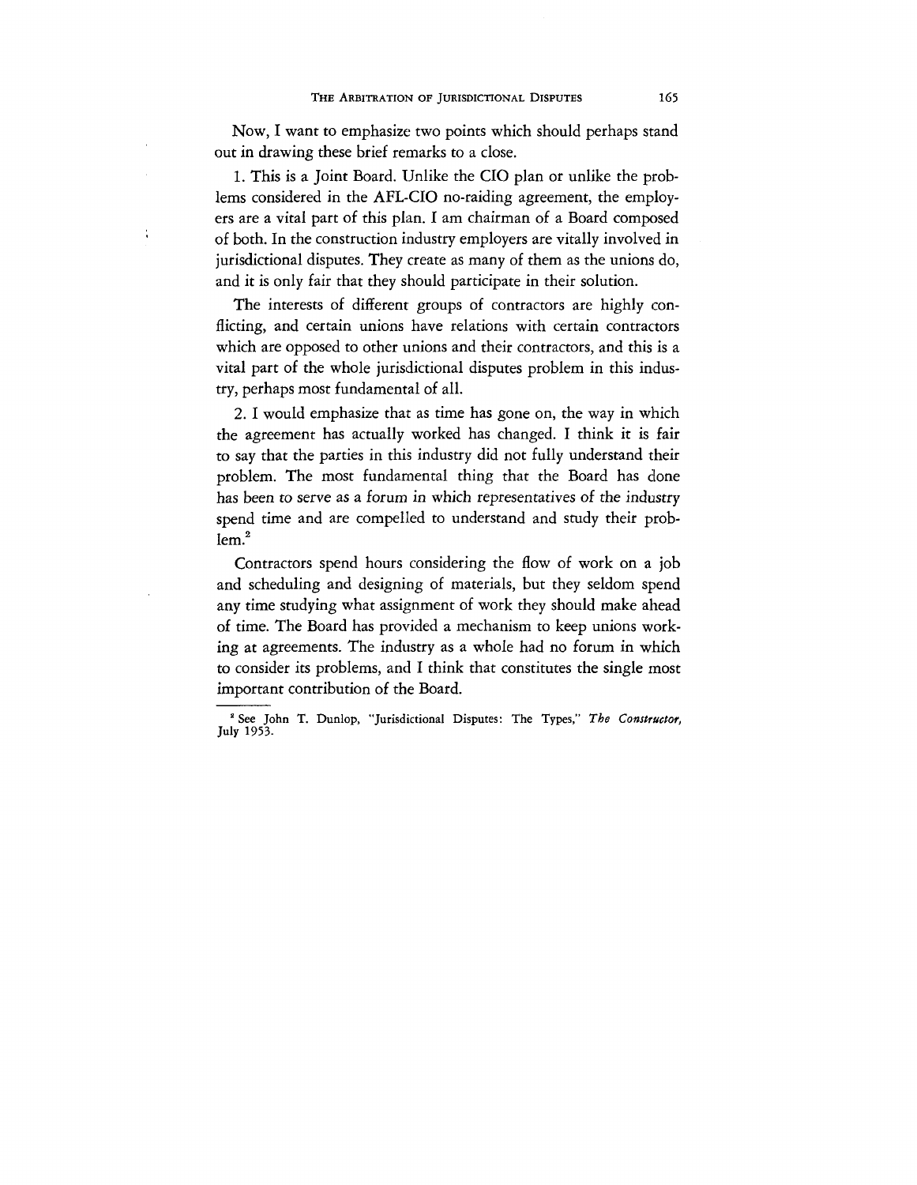Now, I want to emphasize two points which should perhaps stand out in drawing these brief remarks to a close.

1. This is a Joint Board. Unlike the CIO plan or unlike the problems considered in the AFL-CIO no-raiding agreement, the employers are a vital part of this plan. I am chairman of a Board composed of both. In the construction industry employers are vitally involved in jurisdictional disputes. They create as many of them as the unions do, and it is only fair that they should participate in their solution.

The interests of different groups of contractors are highly conflicting, and certain unions have relations with certain contractors which are opposed to other unions and their contractors, and this is a vital part of the whole jurisdictional disputes problem in this industry, perhaps most fundamental of all.

2. I would emphasize that as time has gone on, the way in which the agreement has actually worked has changed. I think it is fair to say that the parties in this industry did not fully understand their problem. The most fundamental thing that the Board has done has been to serve as a forum in which representatives of the industry spend time and are compelled to understand and study their problem.[2]

Contractors spend hours considering the flow of work on a job and scheduling and designing of materials, but they seldom spend any time studying what assignment of work they should make ahead of time. The Board has provided a mechanism to keep unions working at agreements. The industry as a whole had no forum in which to consider its problems, and I think that constitutes the single most important contribution of the Board.

---

[2] See John T. Dunlop, "Jurisdictional Disputes: The Types," *The Constructor*, July 1953.